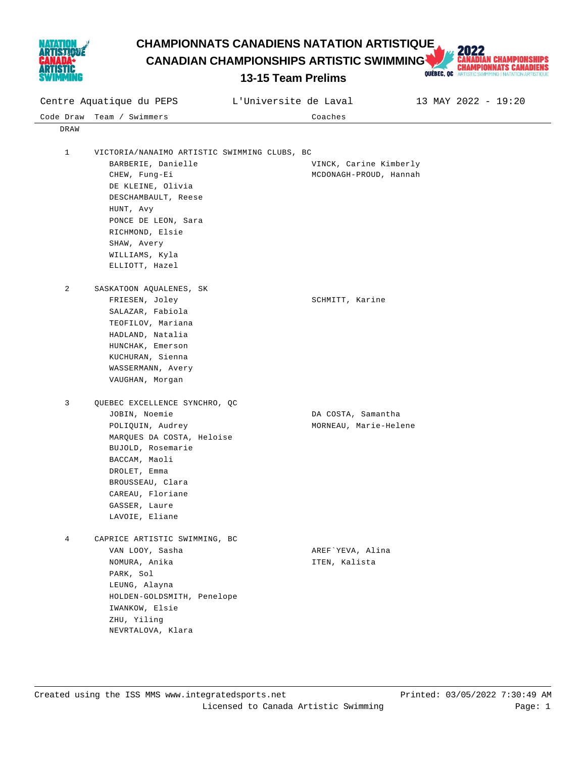# CHAMPIONNATS CANADIENS NATATION ARTISTIQUE
# CANADIAN CHAMPIONSHIPS ARTISTIC SWIMMING
## 13-15 Team Prelims

Centre Aquatique du PEPS | L'Universite de Laval | 13 MAY 2022 - 19:20

| Code Draw | Team / Swimmers | Coaches |
|---|---|---|
| DRAW | | |
| 1 | VICTORIA/NANAIMO ARTISTIC SWIMMING CLUBS, BC | |
| | BARBERIE, Danielle | VINCK, Carine Kimberly |
| | CHEW, Fung-Ei | MCDONAGH-PROUD, Hannah |
| | DE KLEINE, Olivia | |
| | DESCHAMBAULT, Reese | |
| | HUNT, Avy | |
| | PONCE DE LEON, Sara | |
| | RICHMOND, Elsie | |
| | SHAW, Avery | |
| | WILLIAMS, Kyla | |
| | ELLIOTT, Hazel | |
| 2 | SASKATOON AQUALENES, SK | |
| | FRIESEN, Joley | SCHMITT, Karine |
| | SALAZAR, Fabiola | |
| | TEOFILOV, Mariana | |
| | HADLAND, Natalia | |
| | HUNCHAK, Emerson | |
| | KUCHURAN, Sienna | |
| | WASSERMANN, Avery | |
| | VAUGHAN, Morgan | |
| 3 | QUEBEC EXCELLENCE SYNCHRO, QC | |
| | JOBIN, Noemie | DA COSTA, Samantha |
| | POLIQUIN, Audrey | MORNEAU, Marie-Helene |
| | MARQUES DA COSTA, Heloise | |
| | BUJOLD, Rosemarie | |
| | BACCAM, Maoli | |
| | DROLET, Emma | |
| | BROUSSEAU, Clara | |
| | CAREAU, Floriane | |
| | GASSER, Laure | |
| | LAVOIE, Eliane | |
| 4 | CAPRICE ARTISTIC SWIMMING, BC | |
| | VAN LOOY, Sasha | AREF`YEVA, Alina |
| | NOMURA, Anika | ITEN, Kalista |
| | PARK, Sol | |
| | LEUNG, Alayna | |
| | HOLDEN-GOLDSMITH, Penelope | |
| | IWANKOW, Elsie | |
| | ZHU, Yiling | |
| | NEVRTALOVA, Klara | |

Created using the ISS MMS www.integratedsports.net — Printed: 03/05/2022 7:30:49 AM
Licensed to Canada Artistic Swimming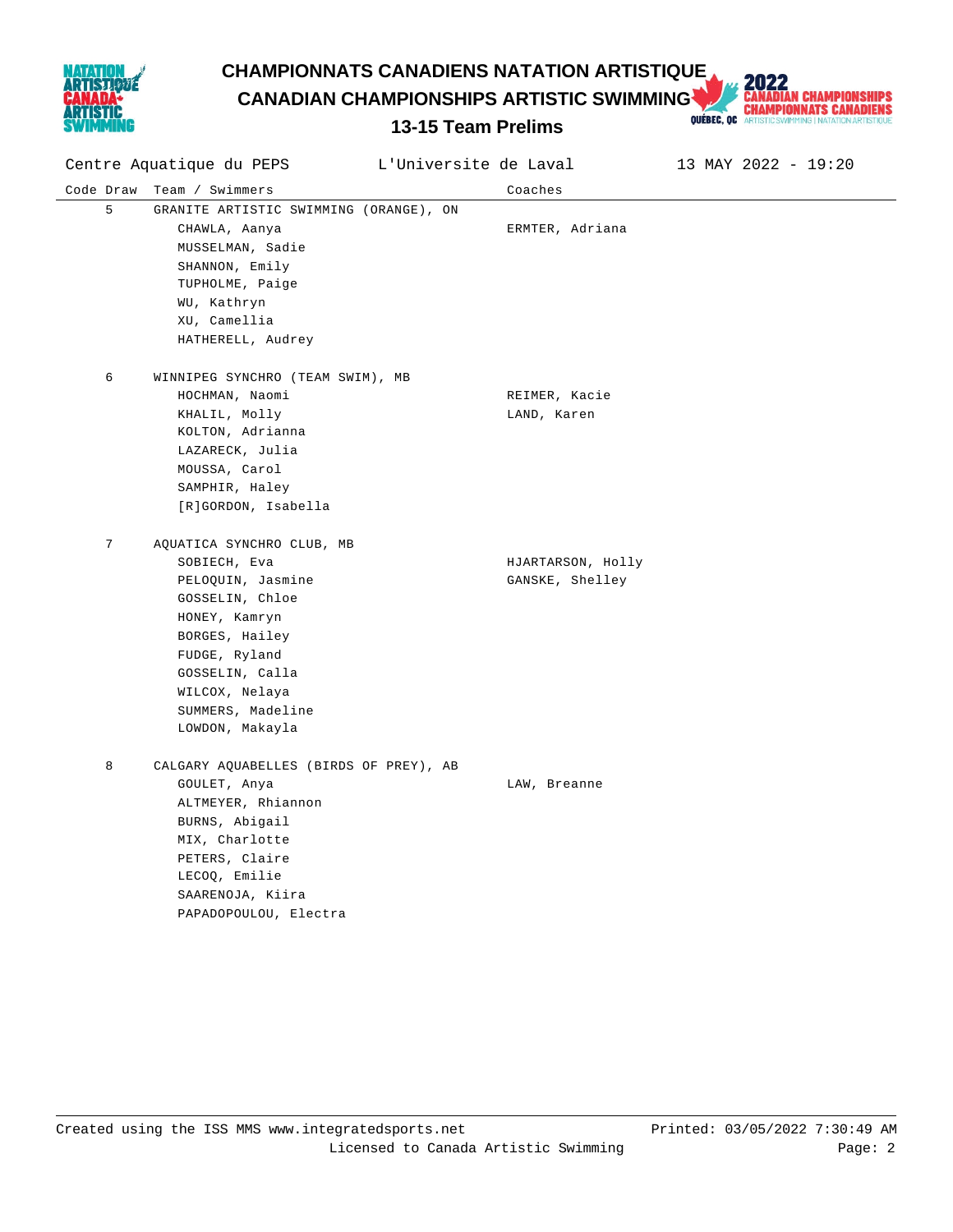# CHAMPIONNATS CANADIENS NATATION ARTISTIQUE
# CANADIAN CHAMPIONSHIPS ARTISTIC SWIMMING
## 13-15 Team Prelims

Centre Aquatique du PEPS — L'Universite de Laval — 13 MAY 2022 - 19:20

| Code | Draw | Team / Swimmers | Coaches |
|---|---|---|---|
| | 5 | GRANITE ARTISTIC SWIMMING (ORANGE), ON | |
| | | CHAWLA, Aanya | ERMTER, Adriana |
| | | MUSSELMAN, Sadie | |
| | | SHANNON, Emily | |
| | | TUPHOLME, Paige | |
| | | WU, Kathryn | |
| | | XU, Camellia | |
| | | HATHERELL, Audrey | |
| | 6 | WINNIPEG SYNCHRO (TEAM SWIM), MB | |
| | | HOCHMAN, Naomi | REIMER, Kacie |
| | | KHALIL, Molly | LAND, Karen |
| | | KOLTON, Adrianna | |
| | | LAZARECK, Julia | |
| | | MOUSSA, Carol | |
| | | SAMPHIR, Haley | |
| | | [R]GORDON, Isabella | |
| | 7 | AQUATICA SYNCHRO CLUB, MB | |
| | | SOBIECH, Eva | HJARTARSON, Holly |
| | | PELOQUIN, Jasmine | GANSKE, Shelley |
| | | GOSSELIN, Chloe | |
| | | HONEY, Kamryn | |
| | | BORGES, Hailey | |
| | | FUDGE, Ryland | |
| | | GOSSELIN, Calla | |
| | | WILCOX, Nelaya | |
| | | SUMMERS, Madeline | |
| | | LOWDON, Makayla | |
| | 8 | CALGARY AQUABELLES (BIRDS OF PREY), AB | |
| | | GOULET, Anya | LAW, Breanne |
| | | ALTMEYER, Rhiannon | |
| | | BURNS, Abigail | |
| | | MIX, Charlotte | |
| | | PETERS, Claire | |
| | | LECOQ, Emilie | |
| | | SAARENOJA, Kiira | |
| | | PAPADOPOULOU, Electra | |

Created using the ISS MMS www.integratedsports.net — Printed: 03/05/2022 7:30:49 AM
Licensed to Canada Artistic Swimming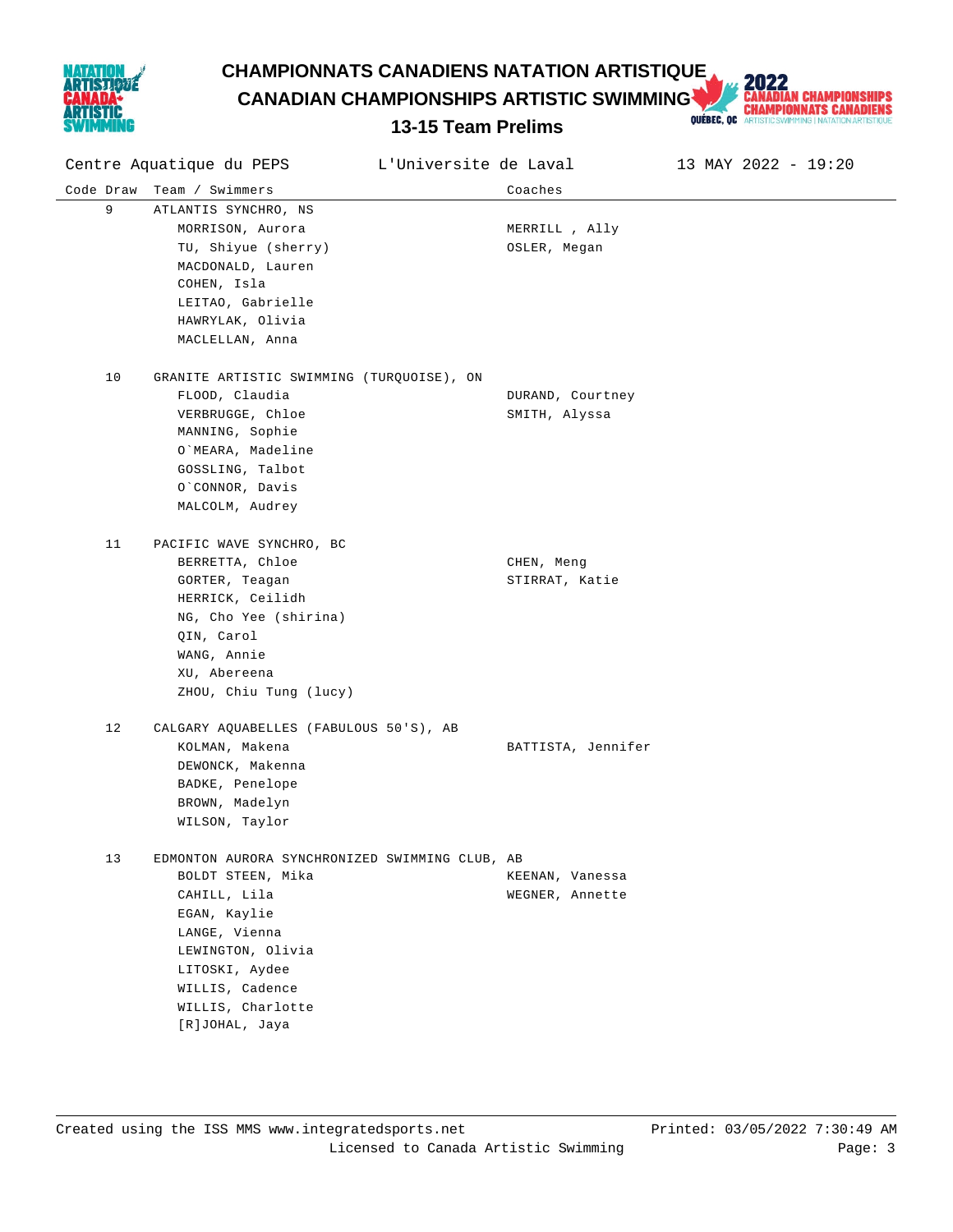# CHAMPIONNATS CANADIENS NATATION ARTISTIQUE
# CANADIAN CHAMPIONSHIPS ARTISTIC SWIMMING
## 13-15 Team Prelims

Centre Aquatique du PEPS | L'Universite de Laval | 13 MAY 2022 - 19:20

| Code | Draw | Team / Swimmers | Coaches |
|---|---|---|---|
| | 9 | ATLANTIS SYNCHRO, NS | |
| | | MORRISON, Aurora | MERRILL , Ally |
| | | TU, Shiyue (sherry) | OSLER, Megan |
| | | MACDONALD, Lauren | |
| | | COHEN, Isla | |
| | | LEITAO, Gabrielle | |
| | | HAWRYLAK, Olivia | |
| | | MACLELLAN, Anna | |
| | 10 | GRANITE ARTISTIC SWIMMING (TURQUOISE), ON | |
| | | FLOOD, Claudia | DURAND, Courtney |
| | | VERBRUGGE, Chloe | SMITH, Alyssa |
| | | MANNING, Sophie | |
| | | O`MEARA, Madeline | |
| | | GOSSLING, Talbot | |
| | | O`CONNOR, Davis | |
| | | MALCOLM, Audrey | |
| | 11 | PACIFIC WAVE SYNCHRO, BC | |
| | | BERRETTA, Chloe | CHEN, Meng |
| | | GORTER, Teagan | STIRRAT, Katie |
| | | HERRICK, Ceilidh | |
| | | NG, Cho Yee (shirina) | |
| | | QIN, Carol | |
| | | WANG, Annie | |
| | | XU, Abereena | |
| | | ZHOU, Chiu Tung (lucy) | |
| | 12 | CALGARY AQUABELLES (FABULOUS 50'S), AB | |
| | | KOLMAN, Makena | BATTISTA, Jennifer |
| | | DEWONCK, Makenna | |
| | | BADKE, Penelope | |
| | | BROWN, Madelyn | |
| | | WILSON, Taylor | |
| | 13 | EDMONTON AURORA SYNCHRONIZED SWIMMING CLUB, AB | |
| | | BOLDT STEEN, Mika | KEENAN, Vanessa |
| | | CAHILL, Lila | WEGNER, Annette |
| | | EGAN, Kaylie | |
| | | LANGE, Vienna | |
| | | LEWINGTON, Olivia | |
| | | LITOSKI, Aydee | |
| | | WILLIS, Cadence | |
| | | WILLIS, Charlotte | |
| | | [R]JOHAL, Jaya | |

Created using the ISS MMS www.integratedsports.net — Printed: 03/05/2022 7:30:49 AM
Licensed to Canada Artistic Swimming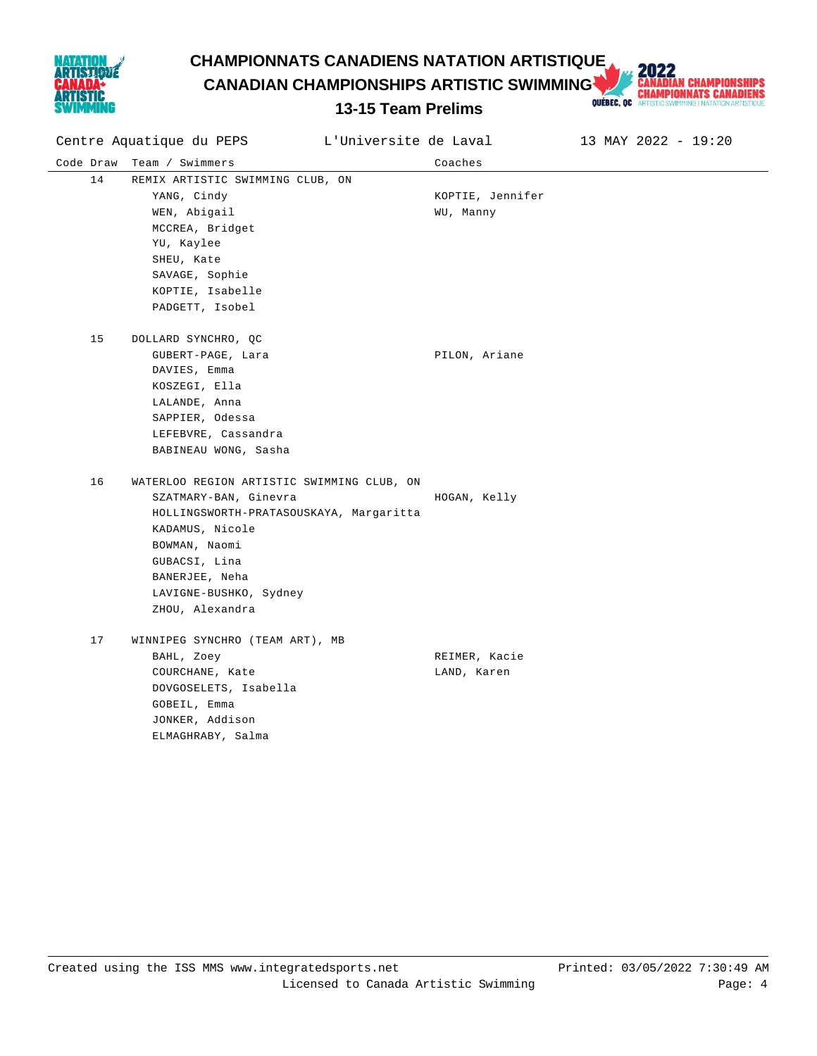# CHAMPIONNATS CANADIENS NATATION ARTISTIQUE
# CANADIAN CHAMPIONSHIPS ARTISTIC SWIMMING
## 13-15 Team Prelims

Centre Aquatique du PEPS    L'Universite de Laval    13 MAY 2022 - 19:20

| Code | Draw | Team / Swimmers | Coaches |
|---|---|---|---|
| | 14 | REMIX ARTISTIC SWIMMING CLUB, ON | |
| | | YANG, Cindy | KOPTIE, Jennifer |
| | | WEN, Abigail | WU, Manny |
| | | MCCREA, Bridget | |
| | | YU, Kaylee | |
| | | SHEU, Kate | |
| | | SAVAGE, Sophie | |
| | | KOPTIE, Isabelle | |
| | | PADGETT, Isobel | |
| | 15 | DOLLARD SYNCHRO, QC | |
| | | GUBERT-PAGE, Lara | PILON, Ariane |
| | | DAVIES, Emma | |
| | | KOSZEGI, Ella | |
| | | LALANDE, Anna | |
| | | SAPPIER, Odessa | |
| | | LEFEBVRE, Cassandra | |
| | | BABINEAU WONG, Sasha | |
| | 16 | WATERLOO REGION ARTISTIC SWIMMING CLUB, ON | |
| | | SZATMARY-BAN, Ginevra | HOGAN, Kelly |
| | | HOLLINGSWORTH-PRATASOUSKAYA, Margaritta | |
| | | KADAMUS, Nicole | |
| | | BOWMAN, Naomi | |
| | | GUBACSI, Lina | |
| | | BANERJEE, Neha | |
| | | LAVIGNE-BUSHKO, Sydney | |
| | | ZHOU, Alexandra | |
| | 17 | WINNIPEG SYNCHRO (TEAM ART), MB | |
| | | BAHL, Zoey | REIMER, Kacie |
| | | COURCHANE, Kate | LAND, Karen |
| | | DOVGOSELETS, Isabella | |
| | | GOBEIL, Emma | |
| | | JONKER, Addison | |
| | | ELMAGHRABY, Salma | |

Created using the ISS MMS www.integratedsports.net    Printed: 03/05/2022 7:30:49 AM
Licensed to Canada Artistic Swimming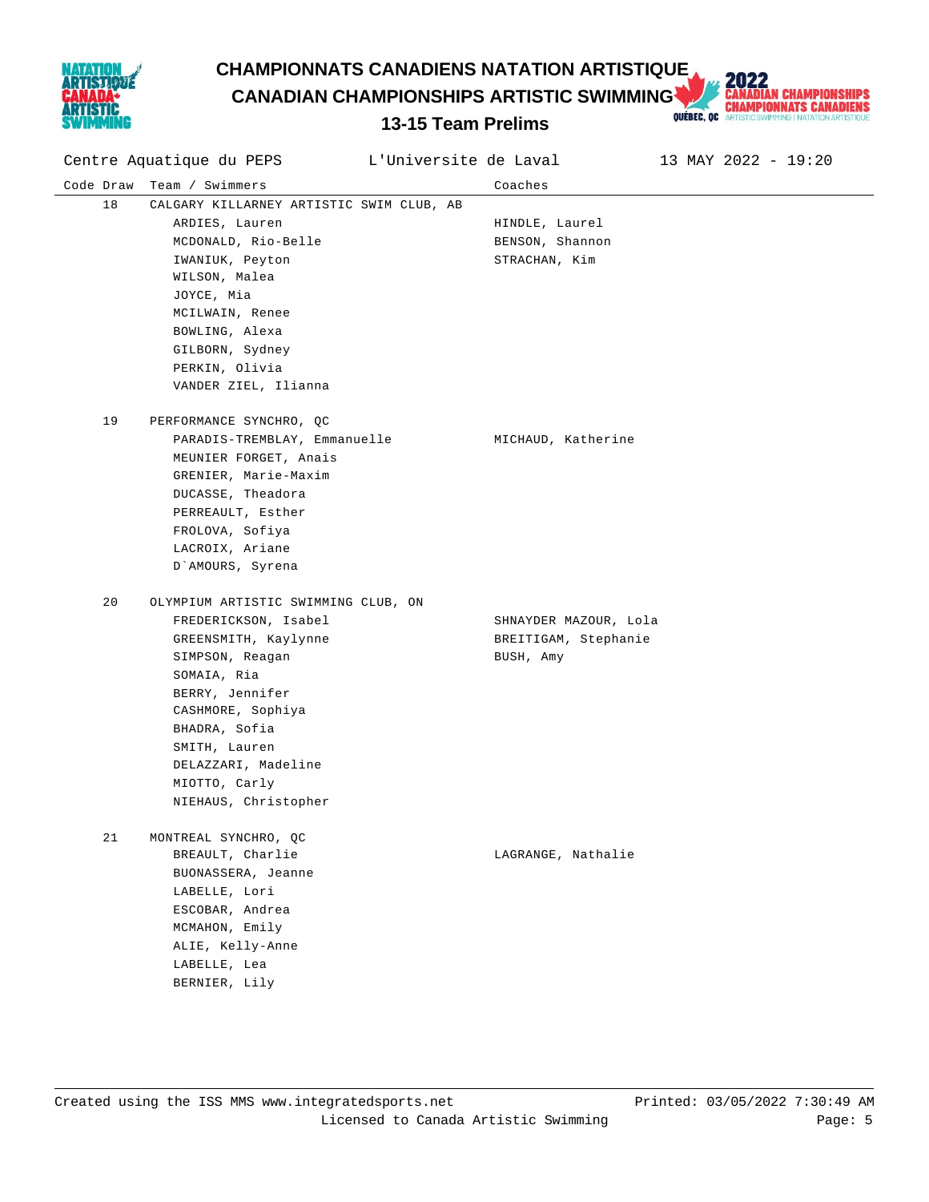# CHAMPIONNATS CANADIENS NATATION ARTISTIQUE
# CANADIAN CHAMPIONSHIPS ARTISTIC SWIMMING
## 13-15 Team Prelims

Centre Aquatique du PEPS — L'Universite de Laval — 13 MAY 2022 - 19:20

| Code | Draw | Team / Swimmers | Coaches |
|---|---|---|---|
| | 18 | CALGARY KILLARNEY ARTISTIC SWIM CLUB, AB | |
| | | ARDIES, Lauren | HINDLE, Laurel |
| | | MCDONALD, Rio-Belle | BENSON, Shannon |
| | | IWANIUK, Peyton | STRACHAN, Kim |
| | | WILSON, Malea | |
| | | JOYCE, Mia | |
| | | MCILWAIN, Renee | |
| | | BOWLING, Alexa | |
| | | GILBORN, Sydney | |
| | | PERKIN, Olivia | |
| | | VANDER ZIEL, Ilianna | |
| | 19 | PERFORMANCE SYNCHRO, QC | |
| | | PARADIS-TREMBLAY, Emmanuelle | MICHAUD, Katherine |
| | | MEUNIER FORGET, Anais | |
| | | GRENIER, Marie-Maxim | |
| | | DUCASSE, Theadora | |
| | | PERREAULT, Esther | |
| | | FROLOVA, Sofiya | |
| | | LACROIX, Ariane | |
| | | D`AMOURS, Syrena | |
| | 20 | OLYMPIUM ARTISTIC SWIMMING CLUB, ON | |
| | | FREDERICKSON, Isabel | SHNAYDER MAZOUR, Lola |
| | | GREENSMITH, Kaylynne | BREITIGAM, Stephanie |
| | | SIMPSON, Reagan | BUSH, Amy |
| | | SOMAIA, Ria | |
| | | BERRY, Jennifer | |
| | | CASHMORE, Sophiya | |
| | | BHADRA, Sofia | |
| | | SMITH, Lauren | |
| | | DELAZZARI, Madeline | |
| | | MIOTTO, Carly | |
| | | NIEHAUS, Christopher | |
| | 21 | MONTREAL SYNCHRO, QC | |
| | | BREAULT, Charlie | LAGRANGE, Nathalie |
| | | BUONASSERA, Jeanne | |
| | | LABELLE, Lori | |
| | | ESCOBAR, Andrea | |
| | | MCMAHON, Emily | |
| | | ALIE, Kelly-Anne | |
| | | LABELLE, Lea | |
| | | BERNIER, Lily | |

Created using the ISS MMS www.integratedsports.net — Licensed to Canada Artistic Swimming — Printed: 03/05/2022 7:30:49 AM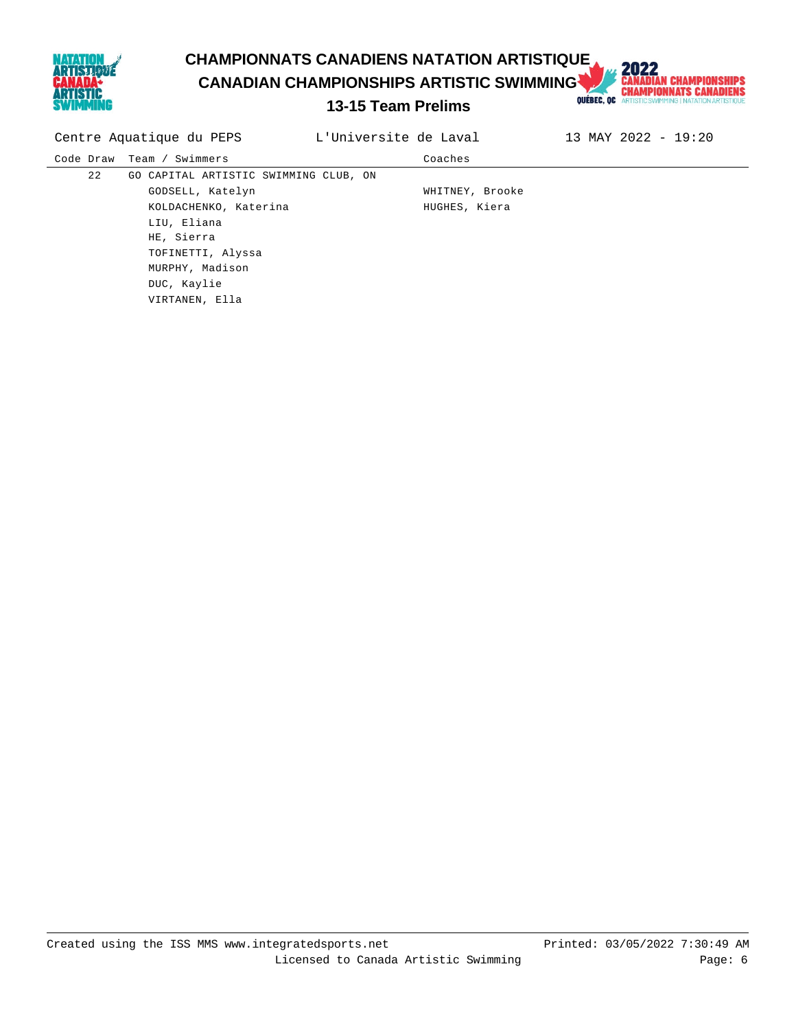# CHAMPIONNATS CANADIENS NATATION ARTISTIQUE
# CANADIAN CHAMPIONSHIPS ARTISTIC SWIMMING
## 13-15 Team Prelims

Centre Aquatique du PEPS — L'Universite de Laval — 13 MAY 2022 - 19:20

| Code | Draw | Team / Swimmers | Coaches |
|---|---|---|---|
| | 22 | GO CAPITAL ARTISTIC SWIMMING CLUB, ON | |
| | | GODSELL, Katelyn | WHITNEY, Brooke |
| | | KOLDACHENKO, Katerina | HUGHES, Kiera |
| | | LIU, Eliana | |
| | | HE, Sierra | |
| | | TOFINETTI, Alyssa | |
| | | MURPHY, Madison | |
| | | DUC, Kaylie | |
| | | VIRTANEN, Ella | |

Created using the ISS MMS www.integratedsports.net — Printed: 03/05/2022 7:30:49 AM

Licensed to Canada Artistic Swimming